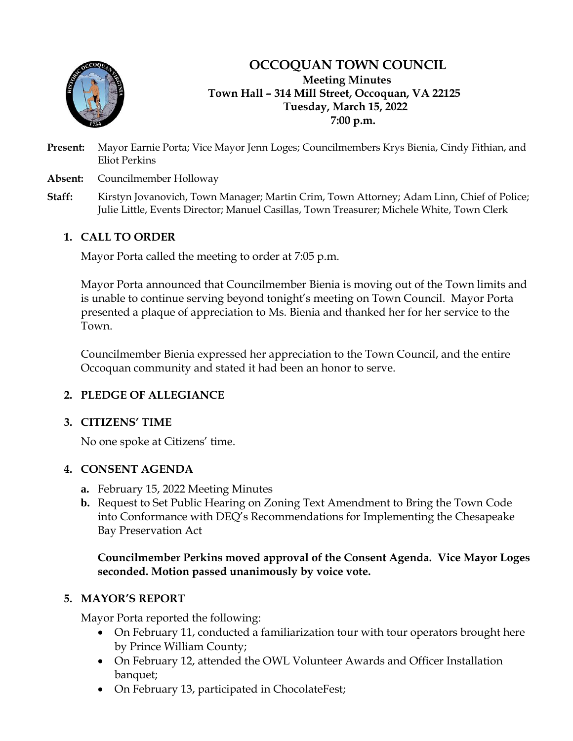# OCCOQUAN TOWN COUNCIL

**Meeting Minutes**
**Town Hall – 314 Mill Street, Occoquan, VA 22125**
**Tuesday, March 15, 2022**
**7:00 p.m.**

**Present:** Mayor Earnie Porta; Vice Mayor Jenn Loges; Councilmembers Krys Bienia, Cindy Fithian, and Eliot Perkins

**Absent:** Councilmember Holloway

**Staff:** Kirstyn Jovanovich, Town Manager; Martin Crim, Town Attorney; Adam Linn, Chief of Police; Julie Little, Events Director; Manuel Casillas, Town Treasurer; Michele White, Town Clerk

## 1. CALL TO ORDER

Mayor Porta called the meeting to order at 7:05 p.m.

Mayor Porta announced that Councilmember Bienia is moving out of the Town limits and is unable to continue serving beyond tonight's meeting on Town Council. Mayor Porta presented a plaque of appreciation to Ms. Bienia and thanked her for her service to the Town.

Councilmember Bienia expressed her appreciation to the Town Council, and the entire Occoquan community and stated it had been an honor to serve.

## 2. PLEDGE OF ALLEGIANCE

## 3. CITIZENS' TIME

No one spoke at Citizens' time.

## 4. CONSENT AGENDA

- **a.** February 15, 2022 Meeting Minutes
- **b.** Request to Set Public Hearing on Zoning Text Amendment to Bring the Town Code into Conformance with DEQ's Recommendations for Implementing the Chesapeake Bay Preservation Act

**Councilmember Perkins moved approval of the Consent Agenda. Vice Mayor Loges seconded. Motion passed unanimously by voice vote.**

## 5. MAYOR'S REPORT

Mayor Porta reported the following:

- On February 11, conducted a familiarization tour with tour operators brought here by Prince William County;
- On February 12, attended the OWL Volunteer Awards and Officer Installation banquet;
- On February 13, participated in ChocolateFest;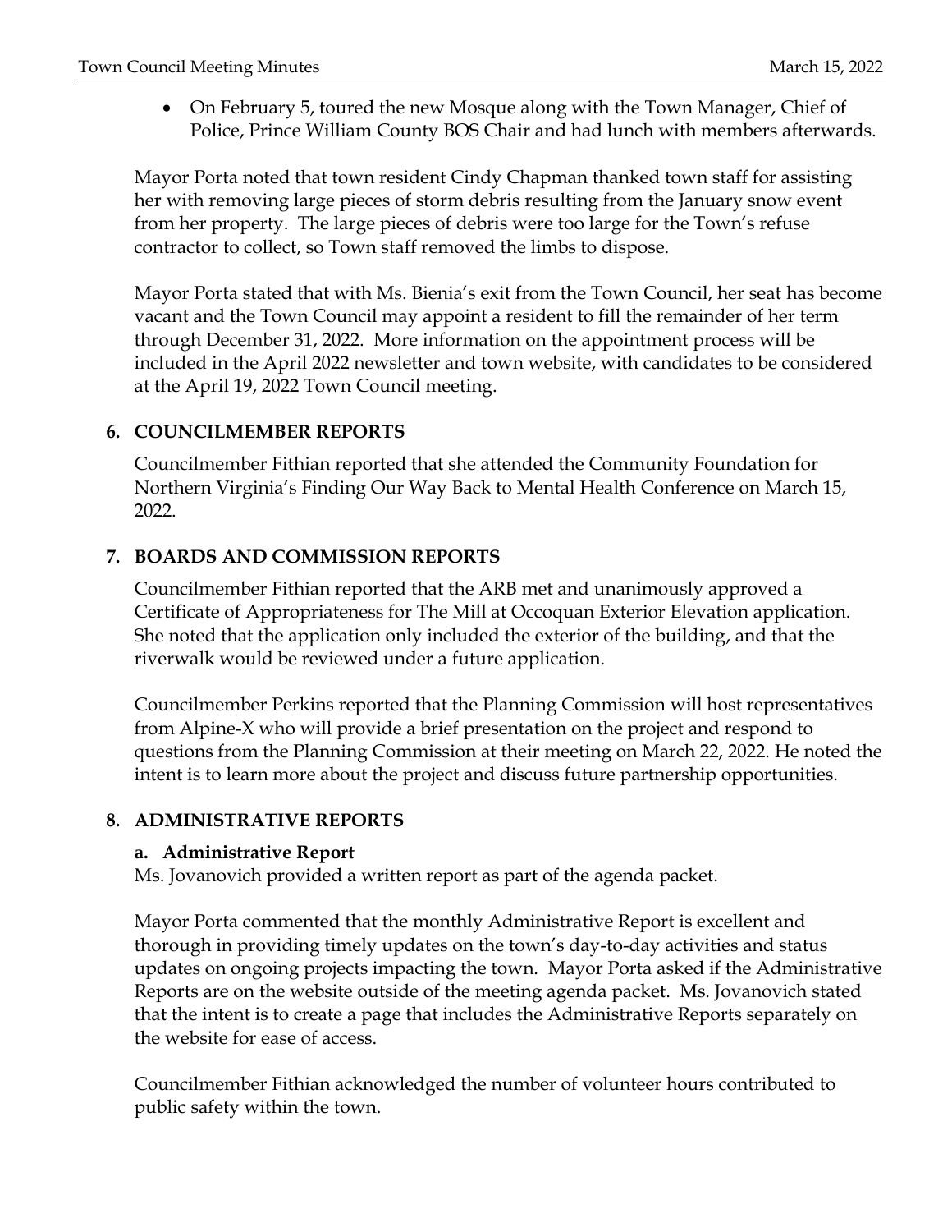- On February 5, toured the new Mosque along with the Town Manager, Chief of Police, Prince William County BOS Chair and had lunch with members afterwards.

Mayor Porta noted that town resident Cindy Chapman thanked town staff for assisting her with removing large pieces of storm debris resulting from the January snow event from her property. The large pieces of debris were too large for the Town's refuse contractor to collect, so Town staff removed the limbs to dispose.

Mayor Porta stated that with Ms. Bienia's exit from the Town Council, her seat has become vacant and the Town Council may appoint a resident to fill the remainder of her term through December 31, 2022. More information on the appointment process will be included in the April 2022 newsletter and town website, with candidates to be considered at the April 19, 2022 Town Council meeting.

## 6. COUNCILMEMBER REPORTS

Councilmember Fithian reported that she attended the Community Foundation for Northern Virginia's Finding Our Way Back to Mental Health Conference on March 15, 2022.

## 7. BOARDS AND COMMISSION REPORTS

Councilmember Fithian reported that the ARB met and unanimously approved a Certificate of Appropriateness for The Mill at Occoquan Exterior Elevation application. She noted that the application only included the exterior of the building, and that the riverwalk would be reviewed under a future application.

Councilmember Perkins reported that the Planning Commission will host representatives from Alpine-X who will provide a brief presentation on the project and respond to questions from the Planning Commission at their meeting on March 22, 2022. He noted the intent is to learn more about the project and discuss future partnership opportunities.

## 8. ADMINISTRATIVE REPORTS

### a. Administrative Report

Ms. Jovanovich provided a written report as part of the agenda packet.

Mayor Porta commented that the monthly Administrative Report is excellent and thorough in providing timely updates on the town's day-to-day activities and status updates on ongoing projects impacting the town. Mayor Porta asked if the Administrative Reports are on the website outside of the meeting agenda packet. Ms. Jovanovich stated that the intent is to create a page that includes the Administrative Reports separately on the website for ease of access.

Councilmember Fithian acknowledged the number of volunteer hours contributed to public safety within the town.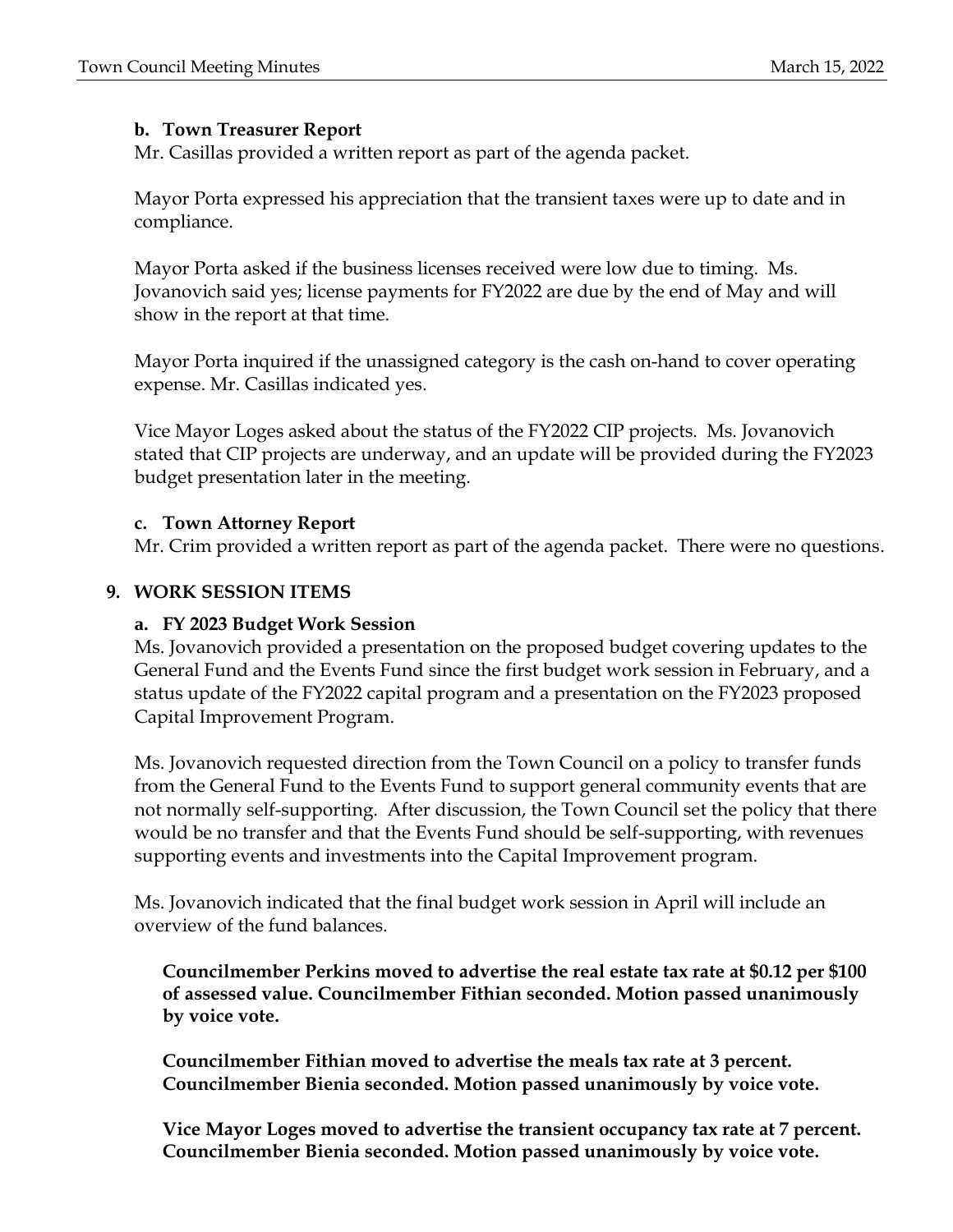**b. Town Treasurer Report**
Mr. Casillas provided a written report as part of the agenda packet.

Mayor Porta expressed his appreciation that the transient taxes were up to date and in compliance.

Mayor Porta asked if the business licenses received were low due to timing. Ms. Jovanovich said yes; license payments for FY2022 are due by the end of May and will show in the report at that time.

Mayor Porta inquired if the unassigned category is the cash on-hand to cover operating expense. Mr. Casillas indicated yes.

Vice Mayor Loges asked about the status of the FY2022 CIP projects. Ms. Jovanovich stated that CIP projects are underway, and an update will be provided during the FY2023 budget presentation later in the meeting.

**c. Town Attorney Report**
Mr. Crim provided a written report as part of the agenda packet. There were no questions.

## 9. WORK SESSION ITEMS

**a. FY 2023 Budget Work Session**
Ms. Jovanovich provided a presentation on the proposed budget covering updates to the General Fund and the Events Fund since the first budget work session in February, and a status update of the FY2022 capital program and a presentation on the FY2023 proposed Capital Improvement Program.

Ms. Jovanovich requested direction from the Town Council on a policy to transfer funds from the General Fund to the Events Fund to support general community events that are not normally self-supporting. After discussion, the Town Council set the policy that there would be no transfer and that the Events Fund should be self-supporting, with revenues supporting events and investments into the Capital Improvement program.

Ms. Jovanovich indicated that the final budget work session in April will include an overview of the fund balances.

**Councilmember Perkins moved to advertise the real estate tax rate at $0.12 per $100 of assessed value. Councilmember Fithian seconded. Motion passed unanimously by voice vote.**

**Councilmember Fithian moved to advertise the meals tax rate at 3 percent. Councilmember Bienia seconded. Motion passed unanimously by voice vote.**

**Vice Mayor Loges moved to advertise the transient occupancy tax rate at 7 percent. Councilmember Bienia seconded. Motion passed unanimously by voice vote.**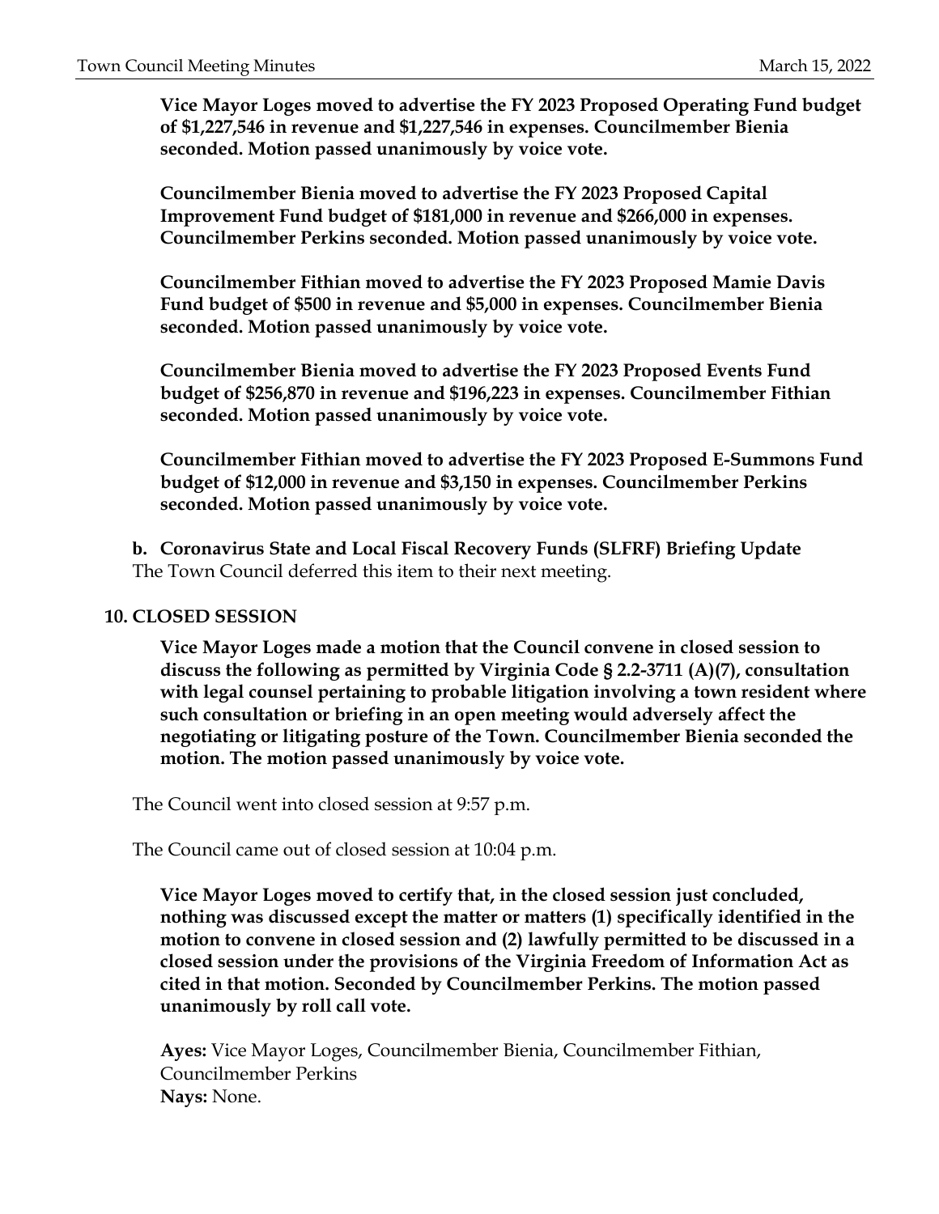**Vice Mayor Loges moved to advertise the FY 2023 Proposed Operating Fund budget of $1,227,546 in revenue and $1,227,546 in expenses. Councilmember Bienia seconded. Motion passed unanimously by voice vote.**

**Councilmember Bienia moved to advertise the FY 2023 Proposed Capital Improvement Fund budget of $181,000 in revenue and $266,000 in expenses. Councilmember Perkins seconded. Motion passed unanimously by voice vote.**

**Councilmember Fithian moved to advertise the FY 2023 Proposed Mamie Davis Fund budget of $500 in revenue and $5,000 in expenses. Councilmember Bienia seconded. Motion passed unanimously by voice vote.**

**Councilmember Bienia moved to advertise the FY 2023 Proposed Events Fund budget of $256,870 in revenue and $196,223 in expenses. Councilmember Fithian seconded. Motion passed unanimously by voice vote.**

**Councilmember Fithian moved to advertise the FY 2023 Proposed E-Summons Fund budget of $12,000 in revenue and $3,150 in expenses. Councilmember Perkins seconded. Motion passed unanimously by voice vote.**

**b. Coronavirus State and Local Fiscal Recovery Funds (SLFRF) Briefing Update**
The Town Council deferred this item to their next meeting.

## 10. CLOSED SESSION

**Vice Mayor Loges made a motion that the Council convene in closed session to discuss the following as permitted by Virginia Code § 2.2-3711 (A)(7), consultation with legal counsel pertaining to probable litigation involving a town resident where such consultation or briefing in an open meeting would adversely affect the negotiating or litigating posture of the Town. Councilmember Bienia seconded the motion. The motion passed unanimously by voice vote.**

The Council went into closed session at 9:57 p.m.

The Council came out of closed session at 10:04 p.m.

**Vice Mayor Loges moved to certify that, in the closed session just concluded, nothing was discussed except the matter or matters (1) specifically identified in the motion to convene in closed session and (2) lawfully permitted to be discussed in a closed session under the provisions of the Virginia Freedom of Information Act as cited in that motion. Seconded by Councilmember Perkins. The motion passed unanimously by roll call vote.**

**Ayes:** Vice Mayor Loges, Councilmember Bienia, Councilmember Fithian, Councilmember Perkins
**Nays:** None.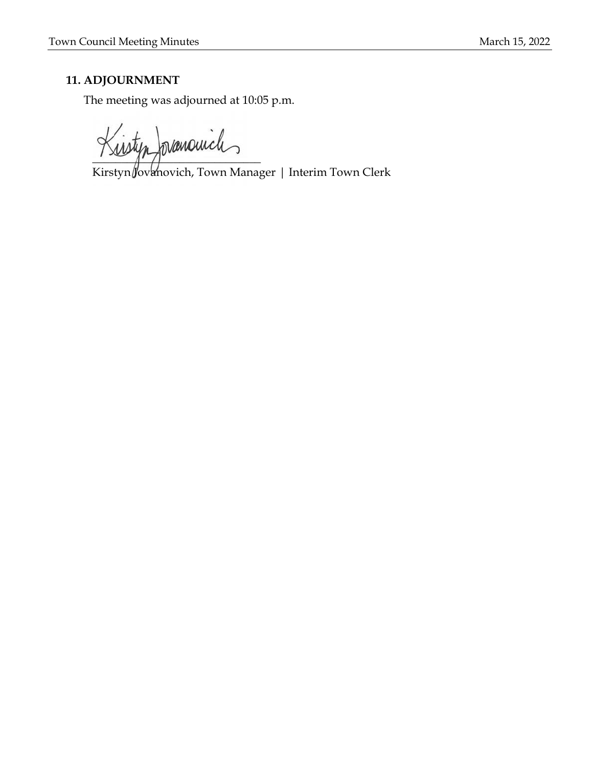## 11. ADJOURNMENT

The meeting was adjourned at 10:05 p.m.

______________________________
Kirstyn Jovanovich, Town Manager | Interim Town Clerk